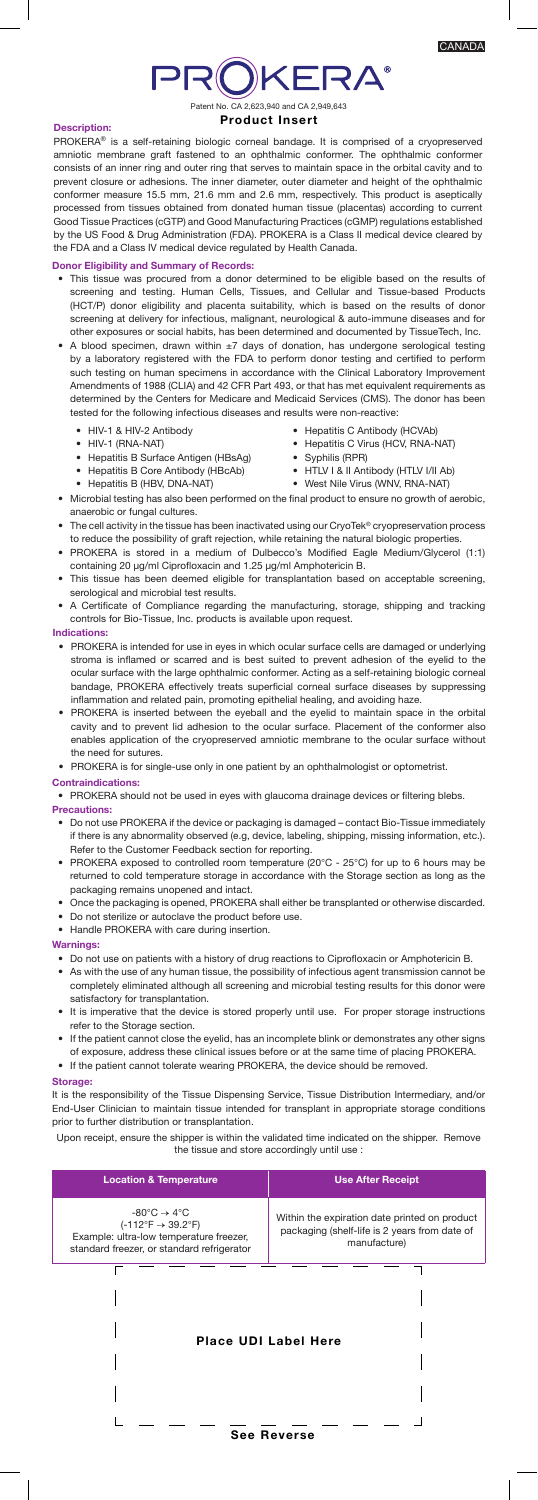CANADA

# PROKERA®

Patent No. CA 2,623,940 and CA 2,949,643

## Product Insert

### Description:

PROKERA® is a self-retaining biologic corneal bandage. It is comprised of a cryopreserved amniotic membrane graft fastened to an ophthalmic conformer. The ophthalmic conformer consists of an inner ring and outer ring that serves to maintain space in the orbital cavity and to prevent closure or adhesions. The inner diameter, outer diameter and height of the ophthalmic conformer measure 15.5 mm, 21.6 mm and 2.6 mm, respectively. This product is aseptically processed from tissues obtained from donated human tissue (placentas) according to current Good Tissue Practices (cGTP) and Good Manufacturing Practices (cGMP) regulations established by the US Food & Drug Administration (FDA). PROKERA is a Class II medical device cleared by the FDA and a Class IV medical device regulated by Health Canada.

### Donor Eligibility and Summary of Records:

- This tissue was procured from a donor determined to be eligible based on the results of screening and testing. Human Cells, Tissues, and Cellular and Tissue-based Products (HCT/P) donor eligibility and placenta suitability, which is based on the results of donor screening at delivery for infectious, malignant, neurological & auto-immune diseases and for other exposures or social habits, has been determined and documented by TissueTech, Inc.
- A blood specimen, drawn within ±7 days of donation, has undergone serological testing by a laboratory registered with the FDA to perform donor testing and certified to perform such testing on human specimens in accordance with the Clinical Laboratory Improvement Amendments of 1988 (CLIA) and 42 CFR Part 493, or that has met equivalent requirements as determined by the Centers for Medicare and Medicaid Services (CMS). The donor has been tested for the following infectious diseases and results were non-reactive:
  - HIV-1 & HIV-2 Antibody
  - HIV-1 (RNA-NAT)
  - Hepatitis B Surface Antigen (HBsAg)
  - Hepatitis B Core Antibody (HBcAb)
  - Hepatitis B (HBV, DNA-NAT)
  - Hepatitis C Antibody (HCVAb)
  - Hepatitis C Virus (HCV, RNA-NAT)
  - Syphilis (RPR)
  - HTLV I & II Antibody (HTLV I/II Ab)
  - West Nile Virus (WNV, RNA-NAT)
- Microbial testing has also been performed on the final product to ensure no growth of aerobic, anaerobic or fungal cultures.
- The cell activity in the tissue has been inactivated using our CryoTek® cryopreservation process to reduce the possibility of graft rejection, while retaining the natural biologic properties.
- PROKERA is stored in a medium of Dulbecco's Modified Eagle Medium/Glycerol (1:1) containing 20 µg/ml Ciprofloxacin and 1.25 µg/ml Amphotericin B.
- This tissue has been deemed eligible for transplantation based on acceptable screening, serological and microbial test results.
- A Certificate of Compliance regarding the manufacturing, storage, shipping and tracking controls for Bio-Tissue, Inc. products is available upon request.

### Indications:

- PROKERA is intended for use in eyes in which ocular surface cells are damaged or underlying stroma is inflamed or scarred and is best suited to prevent adhesion of the eyelid to the ocular surface with the large ophthalmic conformer. Acting as a self-retaining biologic corneal bandage, PROKERA effectively treats superficial corneal surface diseases by suppressing inflammation and related pain, promoting epithelial healing, and avoiding haze.
- PROKERA is inserted between the eyeball and the eyelid to maintain space in the orbital cavity and to prevent lid adhesion to the ocular surface. Placement of the conformer also enables application of the cryopreserved amniotic membrane to the ocular surface without the need for sutures.
- PROKERA is for single-use only in one patient by an ophthalmologist or optometrist.

### Contraindications:

- PROKERA should not be used in eyes with glaucoma drainage devices or filtering blebs.

### Precautions:

- Do not use PROKERA if the device or packaging is damaged – contact Bio-Tissue immediately if there is any abnormality observed (e.g, device, labeling, shipping, missing information, etc.). Refer to the Customer Feedback section for reporting.
- PROKERA exposed to controlled room temperature (20°C - 25°C) for up to 6 hours may be returned to cold temperature storage in accordance with the Storage section as long as the packaging remains unopened and intact.
- Once the packaging is opened, PROKERA shall either be transplanted or otherwise discarded.
- Do not sterilize or autoclave the product before use.
- Handle PROKERA with care during insertion.

### Warnings:

- Do not use on patients with a history of drug reactions to Ciprofloxacin or Amphotericin B.
- As with the use of any human tissue, the possibility of infectious agent transmission cannot be completely eliminated although all screening and microbial testing results for this donor were satisfactory for transplantation.
- It is imperative that the device is stored properly until use. For proper storage instructions refer to the Storage section.
- If the patient cannot close the eyelid, has an incomplete blink or demonstrates any other signs of exposure, address these clinical issues before or at the same time of placing PROKERA.
- If the patient cannot tolerate wearing PROKERA, the device should be removed.

### Storage:

It is the responsibility of the Tissue Dispensing Service, Tissue Distribution Intermediary, and/or End-User Clinician to maintain tissue intended for transplant in appropriate storage conditions prior to further distribution or transplantation.

Upon receipt, ensure the shipper is within the validated time indicated on the shipper. Remove the tissue and store accordingly until use :

| Location & Temperature | Use After Receipt |
| --- | --- |
| -80°C → 4°C (-112°F → 39.2°F) Example: ultra-low temperature freezer, standard freezer, or standard refrigerator | Within the expiration date printed on product packaging (shelf-life is 2 years from date of manufacture) |

**Place UDI Label Here**

**See Reverse**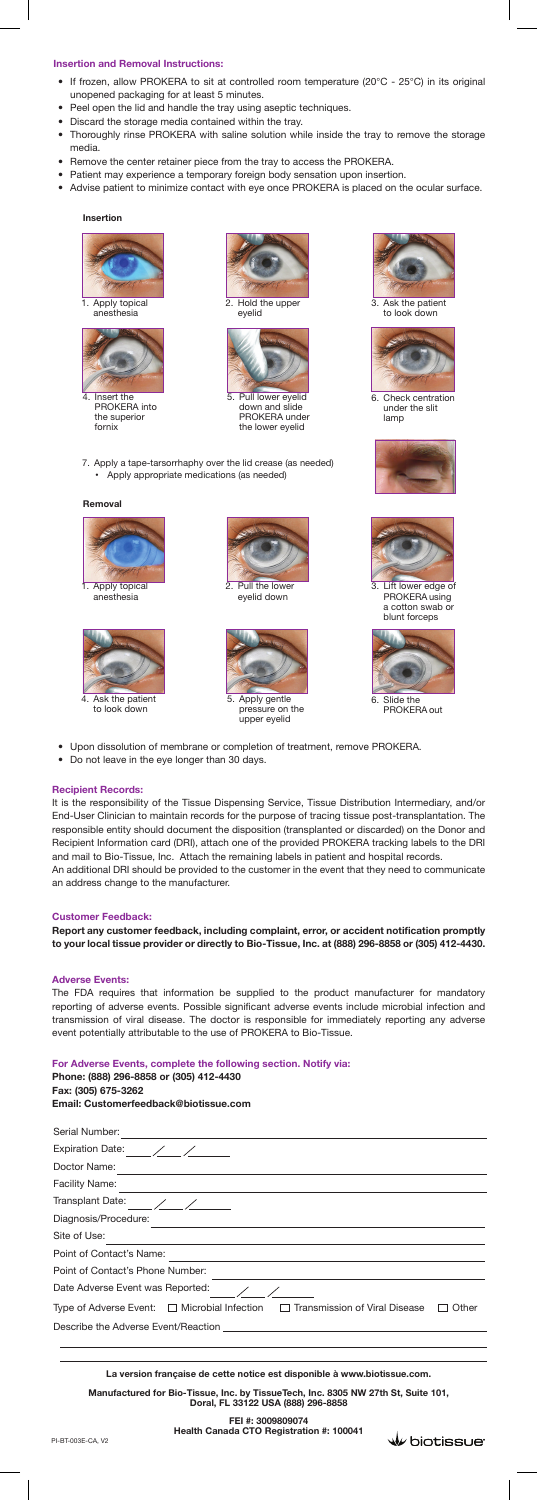### Insertion and Removal Instructions:

- If frozen, allow PROKERA to sit at controlled room temperature (20°C - 25°C) in its original unopened packaging for at least 5 minutes.
- Peel open the lid and handle the tray using aseptic techniques.
- Discard the storage media contained within the tray.
- Thoroughly rinse PROKERA with saline solution while inside the tray to remove the storage media.
- Remove the center retainer piece from the tray to access the PROKERA.
- Patient may experience a temporary foreign body sensation upon insertion.
- Advise patient to minimize contact with eye once PROKERA is placed on the ocular surface.

#### Insertion

1. Apply topical anesthesia
2. Hold the upper eyelid
3. Ask the patient to look down
4. Insert the PROKERA into the superior fornix
5. Pull lower eyelid down and slide PROKERA under the lower eyelid
6. Check centration under the slit lamp
7. Apply a tape-tarsorrhaphy over the lid crease (as needed)
   - Apply appropriate medications (as needed)

#### Removal

1. Apply topical anesthesia
2. Pull the lower eyelid down
3. Lift lower edge of PROKERA using a cotton swab or blunt forceps
4. Ask the patient to look down
5. Apply gentle pressure on the upper eyelid
6. Slide the PROKERA out

- Upon dissolution of membrane or completion of treatment, remove PROKERA.
- Do not leave in the eye longer than 30 days.

### Recipient Records:

It is the responsibility of the Tissue Dispensing Service, Tissue Distribution Intermediary, and/or End-User Clinician to maintain records for the purpose of tracing tissue post-transplantation. The responsible entity should document the disposition (transplanted or discarded) on the Donor and Recipient Information card (DRI), attach one of the provided PROKERA tracking labels to the DRI and mail to Bio-Tissue, Inc. Attach the remaining labels in patient and hospital records.
An additional DRI should be provided to the customer in the event that they need to communicate an address change to the manufacturer.

### Customer Feedback:

**Report any customer feedback, including complaint, error, or accident notification promptly to your local tissue provider or directly to Bio-Tissue, Inc. at (888) 296-8858 or (305) 412-4430.**

### Adverse Events:

The FDA requires that information be supplied to the product manufacturer for mandatory reporting of adverse events. Possible significant adverse events include microbial infection and transmission of viral disease. The doctor is responsible for immediately reporting any adverse event potentially attributable to the use of PROKERA to Bio-Tissue.

**For Adverse Events, complete the following section. Notify via:**
**Phone: (888) 296-8858 or (305) 412-4430**
**Fax: (305) 675-3262**
**Email: Customerfeedback@biotissue.com**

Serial Number: ______________________

Expiration Date: ____/____/______

Doctor Name: ______________________

Facility Name: ______________________

Transplant Date: ____/____/______

Diagnosis/Procedure: ______________________

Site of Use: ______________________

Point of Contact's Name: ______________________

Point of Contact's Phone Number: ______________________

Date Adverse Event was Reported: ____/____/______

Type of Adverse Event: ☐ Microbial Infection ☐ Transmission of Viral Disease ☐ Other

Describe the Adverse Event/Reaction ______________________

**La version française de cette notice est disponible à www.biotissue.com.**

**Manufactured for Bio-Tissue, Inc. by TissueTech, Inc. 8305 NW 27th St, Suite 101, Doral, FL 33122 USA (888) 296-8858**

**FEI #: 3009809074**
**Health Canada CTO Registration #: 100041**

PI-BT-003E-CA, V2

biotissue